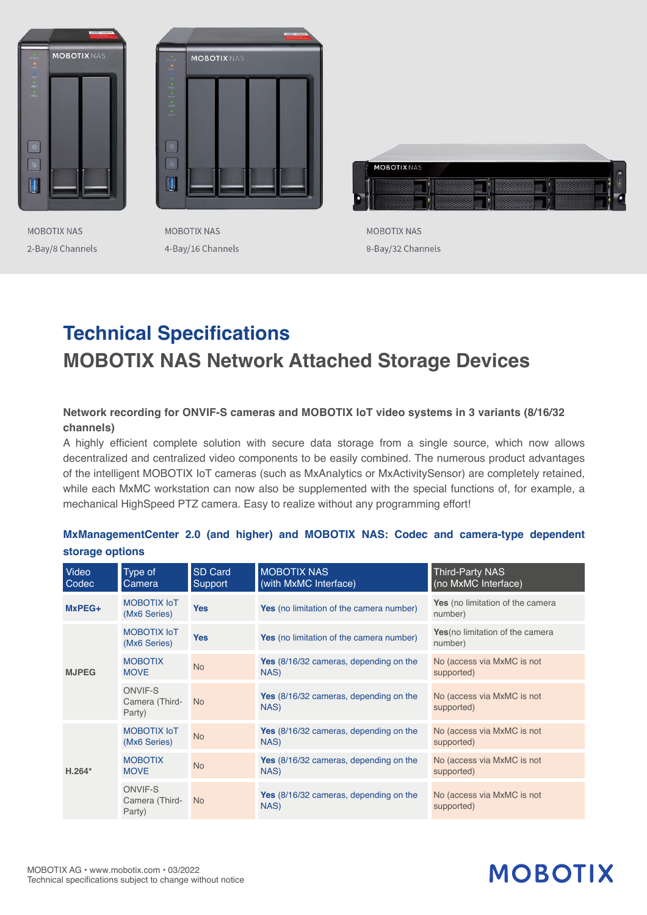MOBOTIX NAS
2-Bay/8 Channels

MOBOTIX NAS
4-Bay/16 Channels

MOBOTIX NAS
8-Bay/32 Channels

# Technical Specifications
## MOBOTIX NAS Network Attached Storage Devices

**Network recording for ONVIF-S cameras and MOBOTIX IoT video systems in 3 variants (8/16/32 channels)**

A highly efficient complete solution with secure data storage from a single source, which now allows decentralized and centralized video components to be easily combined. The numerous product advantages of the intelligent MOBOTIX IoT cameras (such as MxAnalytics or MxActivitySensor) are completely retained, while each MxMC workstation can now also be supplemented with the special functions of, for example, a mechanical HighSpeed PTZ camera. Easy to realize without any programming effort!

### MxManagementCenter 2.0 (and higher) and MOBOTIX NAS: Codec and camera-type dependent storage options

| Video Codec | Type of Camera | SD Card Support | MOBOTIX NAS (with MxMC Interface) | Third-Party NAS (no MxMC Interface) |
|---|---|---|---|---|
| **MxPEG+** | MOBOTIX IoT (Mx6 Series) | **Yes** | **Yes** (no limitation of the camera number) | **Yes** (no limitation of the camera number) |
| **MJPEG** | MOBOTIX IoT (Mx6 Series) | **Yes** | **Yes** (no limitation of the camera number) | **Yes**(no limitation of the camera number) |
| | MOBOTIX MOVE | No | **Yes** (8/16/32 cameras, depending on the NAS) | No (access via MxMC is not supported) |
| | ONVIF-S Camera (Third-Party) | No | **Yes** (8/16/32 cameras, depending on the NAS) | No (access via MxMC is not supported) |
| **H.264*** | MOBOTIX IoT (Mx6 Series) | No | **Yes** (8/16/32 cameras, depending on the NAS) | No (access via MxMC is not supported) |
| | MOBOTIX MOVE | No | **Yes** (8/16/32 cameras, depending on the NAS) | No (access via MxMC is not supported) |
| | ONVIF-S Camera (Third-Party) | No | **Yes** (8/16/32 cameras, depending on the NAS) | No (access via MxMC is not supported) |

MOBOTIX AG • www.mobotix.com • 03/2022
Technical specifications subject to change without notice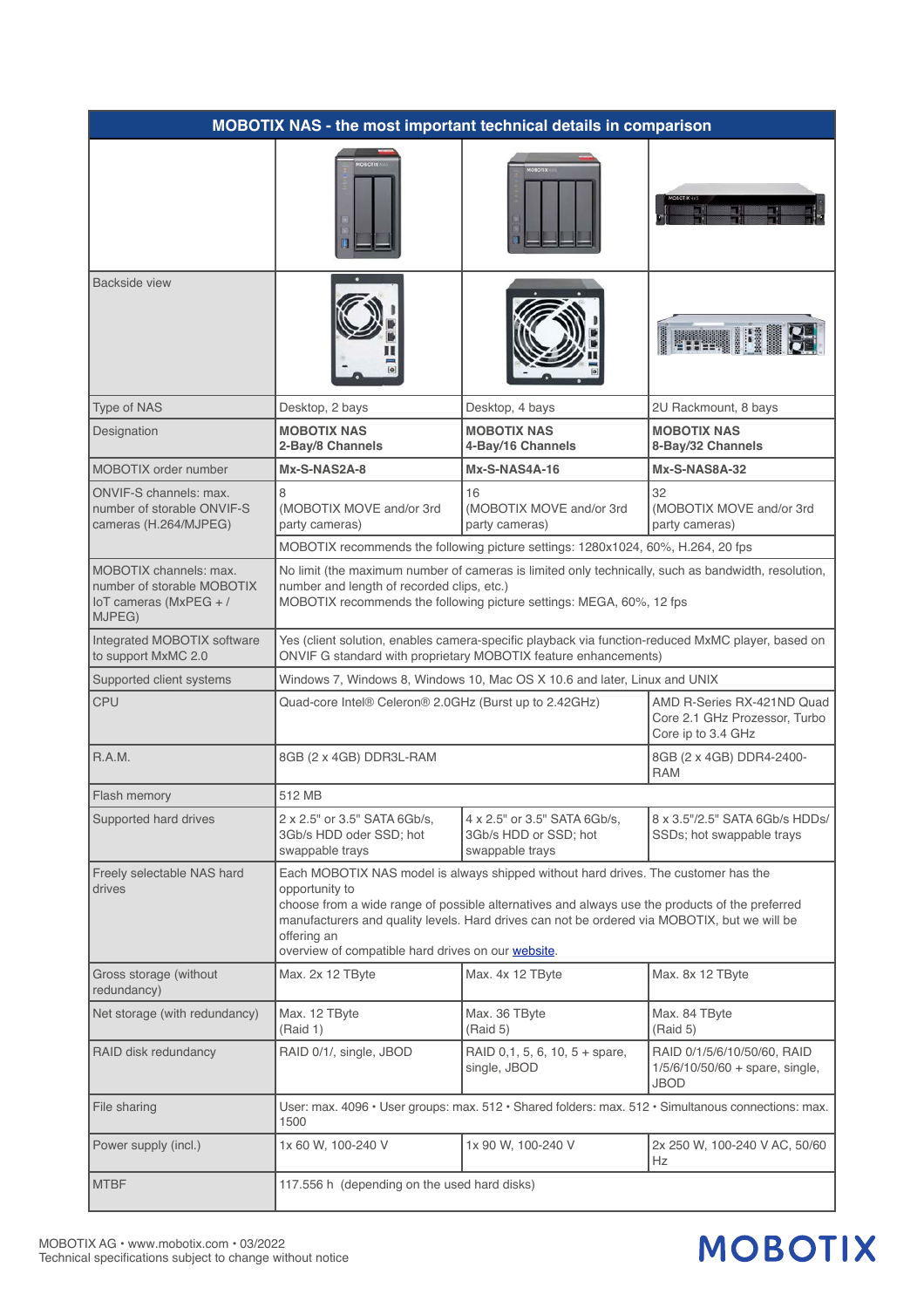## MOBOTIX NAS - the most important technical details in comparison

| | | | |
|---|---|---|---|
| Backside view | | | |
| Type of NAS | Desktop, 2 bays | Desktop, 4 bays | 2U Rackmount, 8 bays |
| Designation | **MOBOTIX NAS 2-Bay/8 Channels** | **MOBOTIX NAS 4-Bay/16 Channels** | **MOBOTIX NAS 8-Bay/32 Channels** |
| MOBOTIX order number | **Mx-S-NAS2A-8** | **Mx-S-NAS4A-16** | **Mx-S-NAS8A-32** |
| ONVIF-S channels: max. number of storable ONVIF-S cameras (H.264/MJPEG) | 8 (MOBOTIX MOVE and/or 3rd party cameras) | 16 (MOBOTIX MOVE and/or 3rd party cameras) | 32 (MOBOTIX MOVE and/or 3rd party cameras) |
| | MOBOTIX recommends the following picture settings: 1280x1024, 60%, H.264, 20 fps | | |
| MOBOTIX channels: max. number of storable MOBOTIX IoT cameras (MxPEG + / MJPEG) | No limit (the maximum number of cameras is limited only technically, such as bandwidth, resolution, number and length of recorded clips, etc.) MOBOTIX recommends the following picture settings: MEGA, 60%, 12 fps | | |
| Integrated MOBOTIX software to support MxMC 2.0 | Yes (client solution, enables camera-specific playback via function-reduced MxMC player, based on ONVIF G standard with proprietary MOBOTIX feature enhancements) | | |
| Supported client systems | Windows 7, Windows 8, Windows 10, Mac OS X 10.6 and later, Linux and UNIX | | |
| CPU | Quad-core Intel® Celeron® 2.0GHz (Burst up to 2.42GHz) | | AMD R-Series RX-421ND Quad Core 2.1 GHz Prozessor, Turbo Core ip to 3.4 GHz |
| R.A.M. | 8GB (2 x 4GB) DDR3L-RAM | | 8GB (2 x 4GB) DDR4-2400-RAM |
| Flash memory | 512 MB | | |
| Supported hard drives | 2 x 2.5" or 3.5" SATA 6Gb/s, 3Gb/s HDD oder SSD; hot swappable trays | 4 x 2.5" or 3.5" SATA 6Gb/s, 3Gb/s HDD or SSD; hot swappable trays | 8 x 3.5"/2.5" SATA 6Gb/s HDDs/ SSDs; hot swappable trays |
| Freely selectable NAS hard drives | Each MOBOTIX NAS model is always shipped without hard drives. The customer has the opportunity to choose from a wide range of possible alternatives and always use the products of the preferred manufacturers and quality levels. Hard drives can not be ordered via MOBOTIX, but we will be offering an overview of compatible hard drives on our website. | | |
| Gross storage (without redundancy) | Max. 2x 12 TByte | Max. 4x 12 TByte | Max. 8x 12 TByte |
| Net storage (with redundancy) | Max. 12 TByte (Raid 1) | Max. 36 TByte (Raid 5) | Max. 84 TByte (Raid 5) |
| RAID disk redundancy | RAID 0/1/, single, JBOD | RAID 0,1, 5, 6, 10, 5 + spare, single, JBOD | RAID 0/1/5/6/10/50/60, RAID 1/5/6/10/50/60 + spare, single, JBOD |
| File sharing | User: max. 4096 • User groups: max. 512 • Shared folders: max. 512 • Simultanous connections: max. 1500 | | |
| Power supply (incl.) | 1x 60 W, 100-240 V | 1x 90 W, 100-240 V | 2x 250 W, 100-240 V AC, 50/60 Hz |
| MTBF | 117.556 h (depending on the used hard disks) | | |

MOBOTIX AG • www.mobotix.com • 03/2022
Technical specifications subject to change without notice

MOBOTIX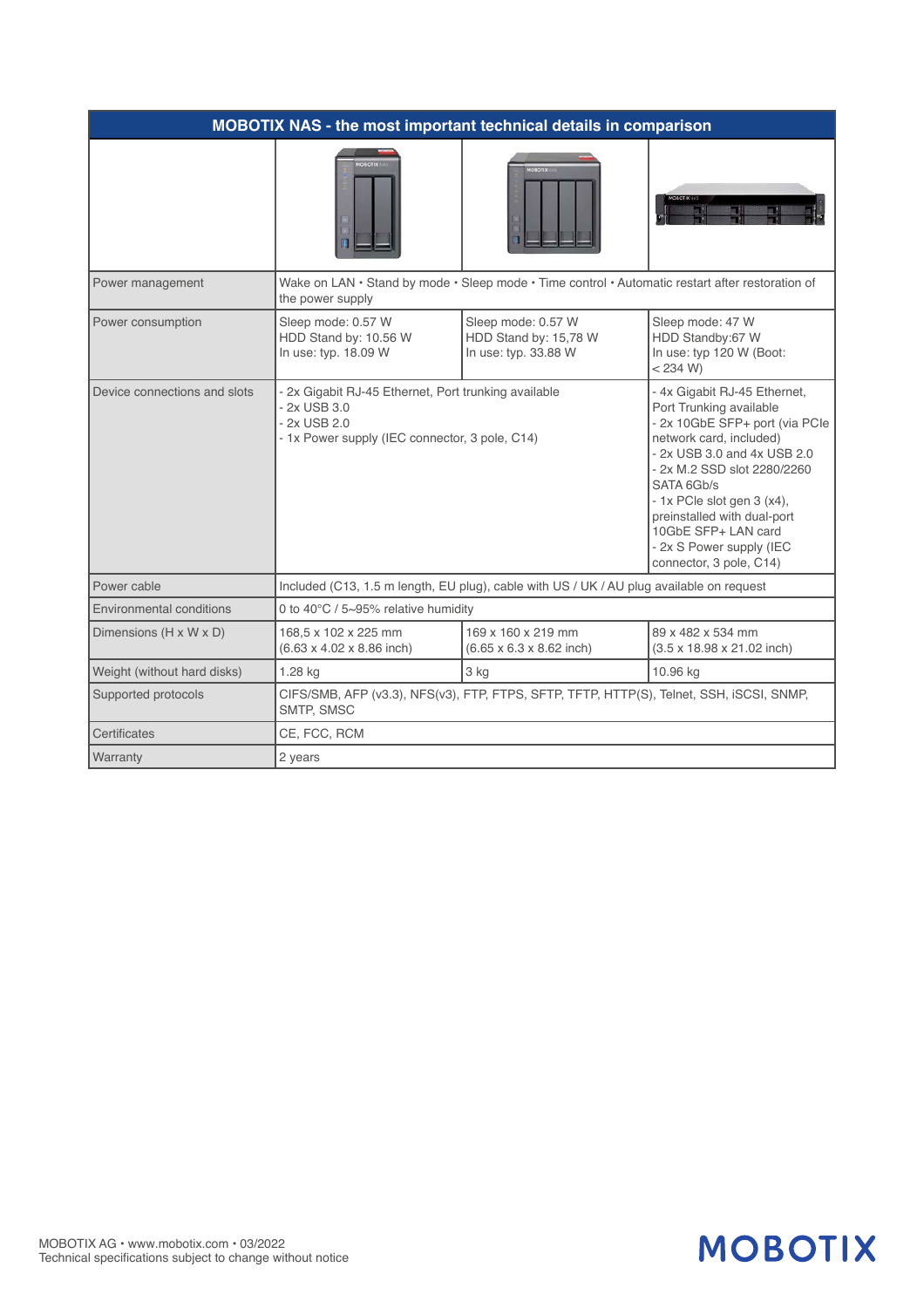| MOBOTIX NAS - the most important technical details in comparison | | | |
|---|---|---|---|
| | | | |
| Power management | Wake on LAN • Stand by mode • Sleep mode • Time control • Automatic restart after restoration of the power supply | | |
| Power consumption | Sleep mode: 0.57 W<br>HDD Stand by: 10.56 W<br>In use: typ. 18.09 W | Sleep mode: 0.57 W<br>HDD Stand by: 15,78 W<br>In use: typ. 33.88 W | Sleep mode: 47 W<br>HDD Standby:67 W<br>In use: typ 120 W (Boot: < 234 W) |
| Device connections and slots | - 2x Gigabit RJ-45 Ethernet, Port trunking available<br>- 2x USB 3.0<br>- 2x USB 2.0<br>- 1x Power supply (IEC connector, 3 pole, C14) | | - 4x Gigabit RJ-45 Ethernet, Port Trunking available<br>- 2x 10GbE SFP+ port (via PCIe network card, included)<br>- 2x USB 3.0 and 4x USB 2.0<br>- 2x M.2 SSD slot 2280/2260 SATA 6Gb/s<br>- 1x PCIe slot gen 3 (x4), preinstalled with dual-port 10GbE SFP+ LAN card<br>- 2x S Power supply (IEC connector, 3 pole, C14) |
| Power cable | Included (C13, 1.5 m length, EU plug), cable with US / UK / AU plug available on request | | |
| Environmental conditions | 0 to 40°C / 5~95% relative humidity | | |
| Dimensions (H x W x D) | 168,5 x 102 x 225 mm<br>(6.63 x 4.02 x 8.86 inch) | 169 x 160 x 219 mm<br>(6.65 x 6.3 x 8.62 inch) | 89 x 482 x 534 mm<br>(3.5 x 18.98 x 21.02 inch) |
| Weight (without hard disks) | 1.28 kg | 3 kg | 10.96 kg |
| Supported protocols | CIFS/SMB, AFP (v3.3), NFS(v3), FTP, FTPS, SFTP, TFTP, HTTP(S), Telnet, SSH, iSCSI, SNMP, SMTP, SMSC | | |
| Certificates | CE, FCC, RCM | | |
| Warranty | 2 years | | |

MOBOTIX AG • www.mobotix.com • 03/2022
Technical specifications subject to change without notice

MOBOTIX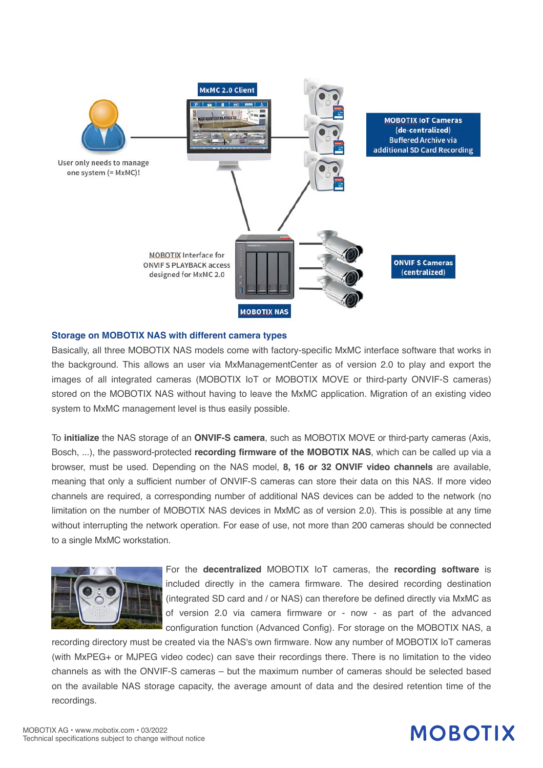MxMC 2.0 Client

User only needs to manage one system (= MxMC)!

MOBOTIX IoT Cameras (de-centralized) Buffered Archive via additional SD Card Recording

MOBOTIX Interface for ONVIF S PLAYBACK access designed for MxMC 2.0

ONVIF S Cameras (centralized)

MOBOTIX NAS

### Storage on MOBOTIX NAS with different camera types

Basically, all three MOBOTIX NAS models come with factory-specific MxMC interface software that works in the background. This allows an user via MxManagementCenter as of version 2.0 to play and export the images of all integrated cameras (MOBOTIX IoT or MOBOTIX MOVE or third-party ONVIF-S cameras) stored on the MOBOTIX NAS without having to leave the MxMC application. Migration of an existing video system to MxMC management level is thus easily possible.

To **initialize** the NAS storage of an **ONVIF-S camera**, such as MOBOTIX MOVE or third-party cameras (Axis, Bosch, ...), the password-protected **recording firmware of the MOBOTIX NAS**, which can be called up via a browser, must be used. Depending on the NAS model, **8, 16 or 32 ONVIF video channels** are available, meaning that only a sufficient number of ONVIF-S cameras can store their data on this NAS. If more video channels are required, a corresponding number of additional NAS devices can be added to the network (no limitation on the number of MOBOTIX NAS devices in MxMC as of version 2.0). This is possible at any time without interrupting the network operation. For ease of use, not more than 200 cameras should be connected to a single MxMC workstation.

For the **decentralized** MOBOTIX IoT cameras, the **recording software** is included directly in the camera firmware. The desired recording destination (integrated SD card and / or NAS) can therefore be defined directly via MxMC as of version 2.0 via camera firmware or - now - as part of the advanced configuration function (Advanced Config). For storage on the MOBOTIX NAS, a recording directory must be created via the NAS's own firmware. Now any number of MOBOTIX IoT cameras (with MxPEG+ or MJPEG video codec) can save their recordings there. There is no limitation to the video channels as with the ONVIF-S cameras – but the maximum number of cameras should be selected based on the available NAS storage capacity, the average amount of data and the desired retention time of the recordings.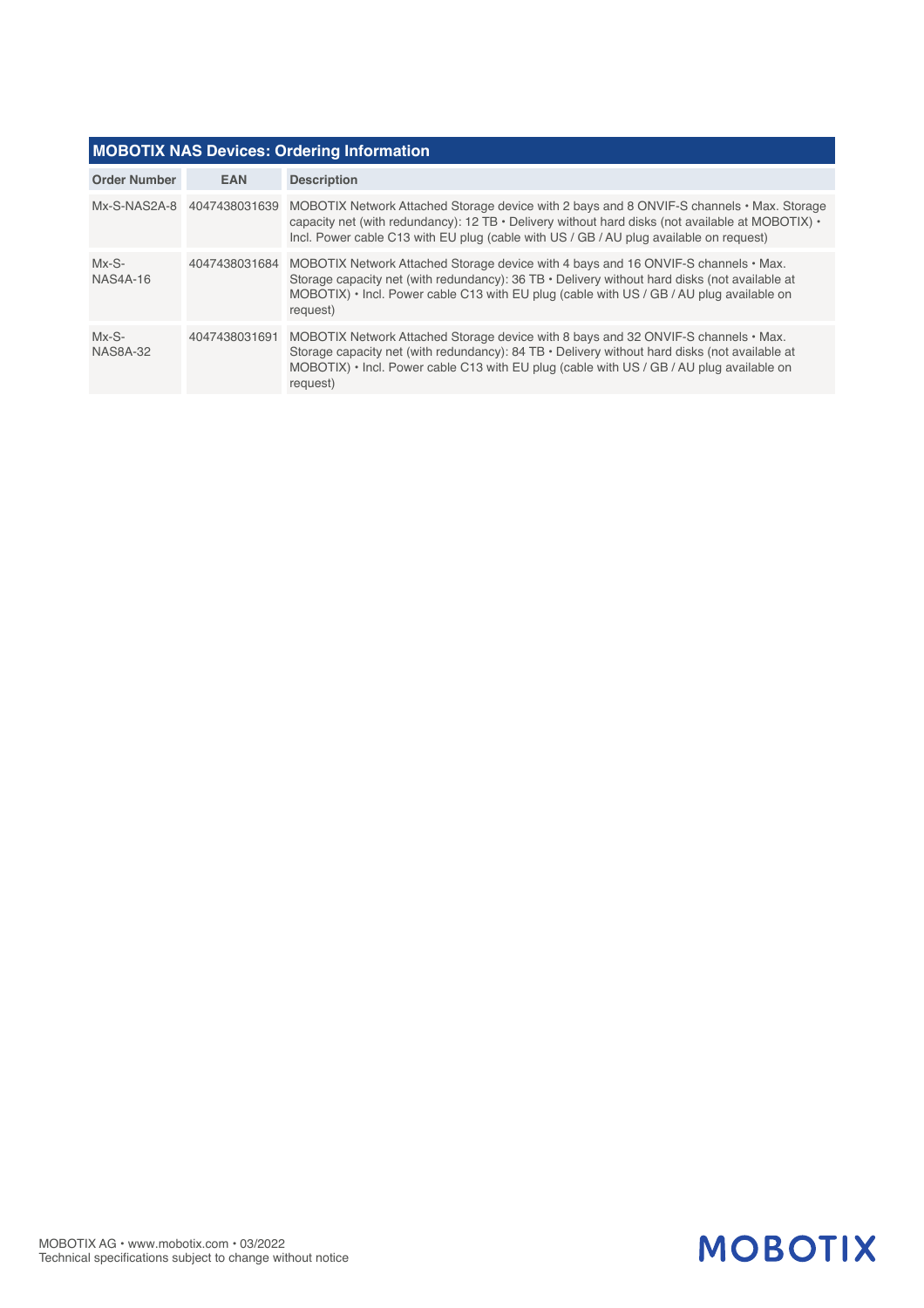## MOBOTIX NAS Devices: Ordering Information

| Order Number | EAN | Description |
|---|---|---|
| Mx-S-NAS2A-8 | 4047438031639 | MOBOTIX Network Attached Storage device with 2 bays and 8 ONVIF-S channels • Max. Storage capacity net (with redundancy): 12 TB • Delivery without hard disks (not available at MOBOTIX) • Incl. Power cable C13 with EU plug (cable with US / GB / AU plug available on request) |
| Mx-S-NAS4A-16 | 4047438031684 | MOBOTIX Network Attached Storage device with 4 bays and 16 ONVIF-S channels • Max. Storage capacity net (with redundancy): 36 TB • Delivery without hard disks (not available at MOBOTIX) • Incl. Power cable C13 with EU plug (cable with US / GB / AU plug available on request) |
| Mx-S-NAS8A-32 | 4047438031691 | MOBOTIX Network Attached Storage device with 8 bays and 32 ONVIF-S channels • Max. Storage capacity net (with redundancy): 84 TB • Delivery without hard disks (not available at MOBOTIX) • Incl. Power cable C13 with EU plug (cable with US / GB / AU plug available on request) |

MOBOTIX AG • www.mobotix.com • 03/2022
Technical specifications subject to change without notice

MOBOTIX